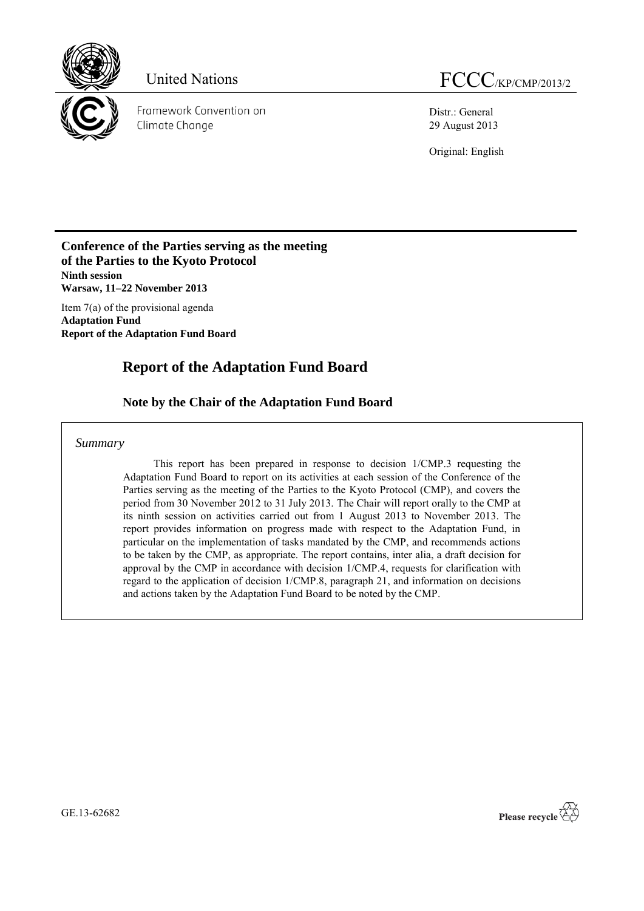United Nations

FCCC/KP/CMP/2013/2

Framework Convention on Climate Change

Distr.: General
29 August 2013

Original: English

**Conference of the Parties serving as the meeting of the Parties to the Kyoto Protocol**
**Ninth session**
**Warsaw, 11–22 November 2013**

Item 7(a) of the provisional agenda
**Adaptation Fund**
**Report of the Adaptation Fund Board**

# Report of the Adaptation Fund Board

## Note by the Chair of the Adaptation Fund Board

*Summary*

This report has been prepared in response to decision 1/CMP.3 requesting the Adaptation Fund Board to report on its activities at each session of the Conference of the Parties serving as the meeting of the Parties to the Kyoto Protocol (CMP), and covers the period from 30 November 2012 to 31 July 2013. The Chair will report orally to the CMP at its ninth session on activities carried out from 1 August 2013 to November 2013. The report provides information on progress made with respect to the Adaptation Fund, in particular on the implementation of tasks mandated by the CMP, and recommends actions to be taken by the CMP, as appropriate. The report contains, inter alia, a draft decision for approval by the CMP in accordance with decision 1/CMP.4, requests for clarification with regard to the application of decision 1/CMP.8, paragraph 21, and information on decisions and actions taken by the Adaptation Fund Board to be noted by the CMP.

GE.13-62682

Please recycle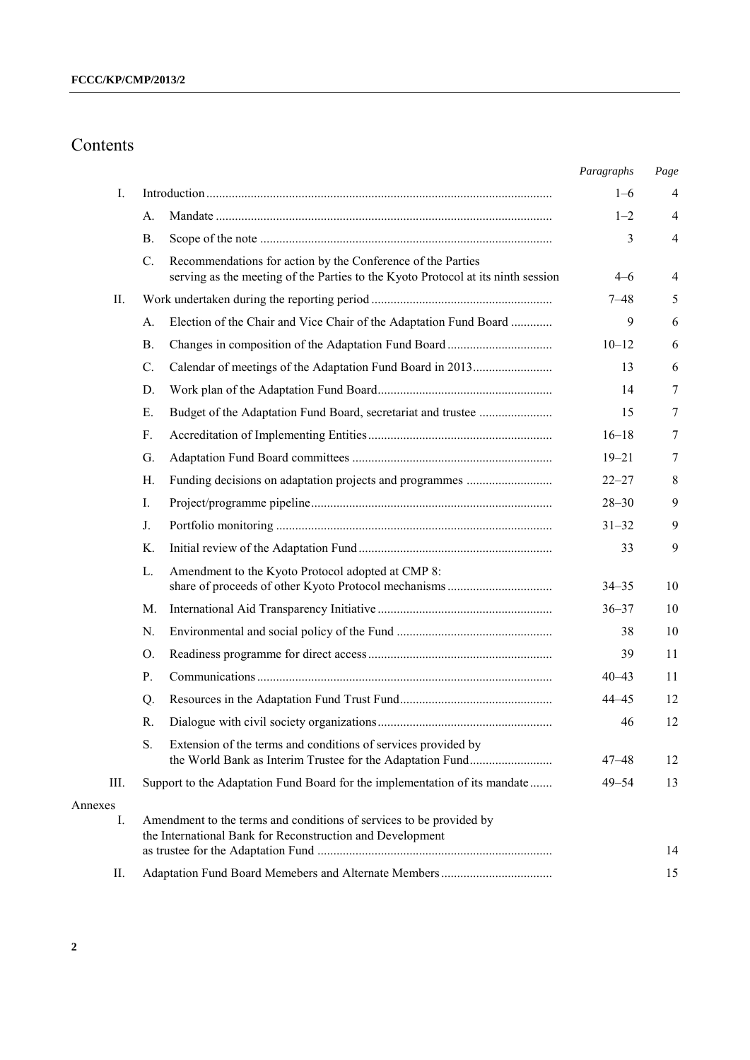# Contents

| | | | Paragraphs | Page |
|---|---|---|---|---|
| I. | Introduction | | 1–6 | 4 |
| | A. | Mandate | 1–2 | 4 |
| | B. | Scope of the note | 3 | 4 |
| | C. | Recommendations for action by the Conference of the Parties serving as the meeting of the Parties to the Kyoto Protocol at its ninth session | 4–6 | 4 |
| II. | Work undertaken during the reporting period | | 7–48 | 5 |
| | A. | Election of the Chair and Vice Chair of the Adaptation Fund Board | 9 | 6 |
| | B. | Changes in composition of the Adaptation Fund Board | 10–12 | 6 |
| | C. | Calendar of meetings of the Adaptation Fund Board in 2013 | 13 | 6 |
| | D. | Work plan of the Adaptation Fund Board | 14 | 7 |
| | E. | Budget of the Adaptation Fund Board, secretariat and trustee | 15 | 7 |
| | F. | Accreditation of Implementing Entities | 16–18 | 7 |
| | G. | Adaptation Fund Board committees | 19–21 | 7 |
| | H. | Funding decisions on adaptation projects and programmes | 22–27 | 8 |
| | I. | Project/programme pipeline | 28–30 | 9 |
| | J. | Portfolio monitoring | 31–32 | 9 |
| | K. | Initial review of the Adaptation Fund | 33 | 9 |
| | L. | Amendment to the Kyoto Protocol adopted at CMP 8: share of proceeds of other Kyoto Protocol mechanisms | 34–35 | 10 |
| | M. | International Aid Transparency Initiative | 36–37 | 10 |
| | N. | Environmental and social policy of the Fund | 38 | 10 |
| | O. | Readiness programme for direct access | 39 | 11 |
| | P. | Communications | 40–43 | 11 |
| | Q. | Resources in the Adaptation Fund Trust Fund | 44–45 | 12 |
| | R. | Dialogue with civil society organizations | 46 | 12 |
| | S. | Extension of the terms and conditions of services provided by the World Bank as Interim Trustee for the Adaptation Fund | 47–48 | 12 |
| III. | Support to the Adaptation Fund Board for the implementation of its mandate | | 49–54 | 13 |
| Annexes | | | | |
| I. | Amendment to the terms and conditions of services to be provided by the International Bank for Reconstruction and Development as trustee for the Adaptation Fund | | | 14 |
| II. | Adaptation Fund Board Memebers and Alternate Members | | | 15 |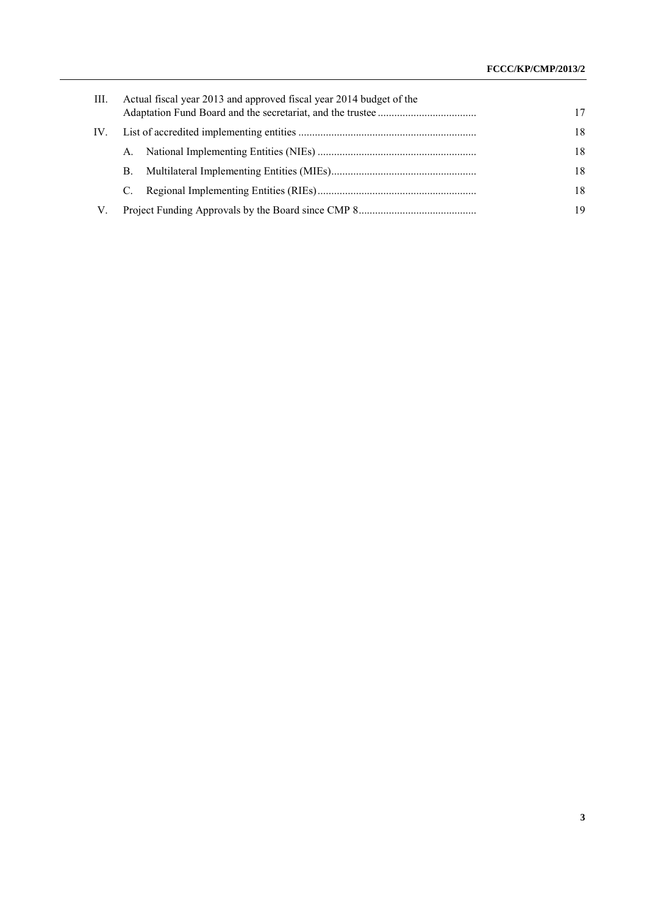| | | |
|---|---|---|
| III. | Actual fiscal year 2013 and approved fiscal year 2014 budget of the Adaptation Fund Board and the secretariat, and the trustee | 17 |
| IV. | List of accredited implementing entities | 18 |
| | A. National Implementing Entities (NIEs) | 18 |
| | B. Multilateral Implementing Entities (MIEs) | 18 |
| | C. Regional Implementing Entities (RIEs) | 18 |
| V. | Project Funding Approvals by the Board since CMP 8 | 19 |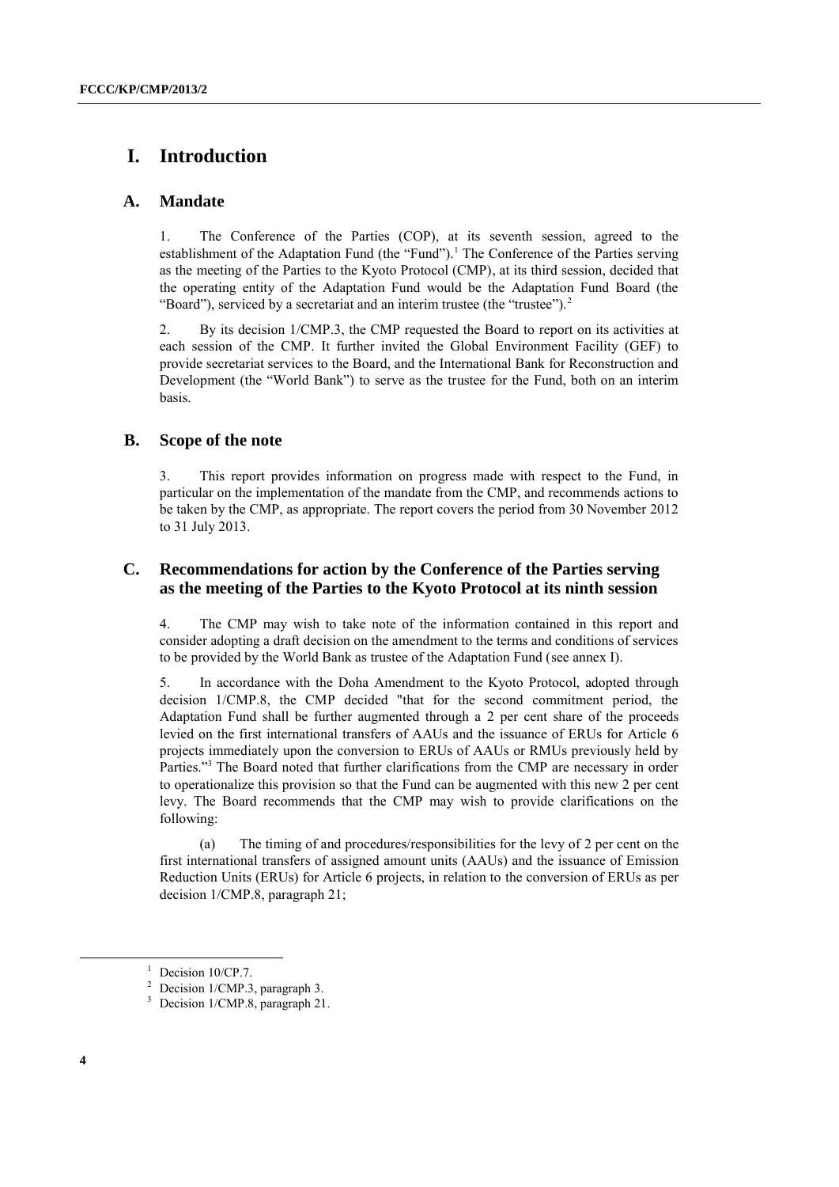# I. Introduction

## A. Mandate

1. The Conference of the Parties (COP), at its seventh session, agreed to the establishment of the Adaptation Fund (the "Fund").[1] The Conference of the Parties serving as the meeting of the Parties to the Kyoto Protocol (CMP), at its third session, decided that the operating entity of the Adaptation Fund would be the Adaptation Fund Board (the "Board"), serviced by a secretariat and an interim trustee (the "trustee").[2]

2. By its decision 1/CMP.3, the CMP requested the Board to report on its activities at each session of the CMP. It further invited the Global Environment Facility (GEF) to provide secretariat services to the Board, and the International Bank for Reconstruction and Development (the "World Bank") to serve as the trustee for the Fund, both on an interim basis.

## B. Scope of the note

3. This report provides information on progress made with respect to the Fund, in particular on the implementation of the mandate from the CMP, and recommends actions to be taken by the CMP, as appropriate. The report covers the period from 30 November 2012 to 31 July 2013.

## C. Recommendations for action by the Conference of the Parties serving as the meeting of the Parties to the Kyoto Protocol at its ninth session

4. The CMP may wish to take note of the information contained in this report and consider adopting a draft decision on the amendment to the terms and conditions of services to be provided by the World Bank as trustee of the Adaptation Fund (see annex I).

5. In accordance with the Doha Amendment to the Kyoto Protocol, adopted through decision 1/CMP.8, the CMP decided "that for the second commitment period, the Adaptation Fund shall be further augmented through a 2 per cent share of the proceeds levied on the first international transfers of AAUs and the issuance of ERUs for Article 6 projects immediately upon the conversion to ERUs of AAUs or RMUs previously held by Parties."[3] The Board noted that further clarifications from the CMP are necessary in order to operationalize this provision so that the Fund can be augmented with this new 2 per cent levy. The Board recommends that the CMP may wish to provide clarifications on the following:

(a) The timing of and procedures/responsibilities for the levy of 2 per cent on the first international transfers of assigned amount units (AAUs) and the issuance of Emission Reduction Units (ERUs) for Article 6 projects, in relation to the conversion of ERUs as per decision 1/CMP.8, paragraph 21;

---

[1] Decision 10/CP.7.

[2] Decision 1/CMP.3, paragraph 3.

[3] Decision 1/CMP.8, paragraph 21.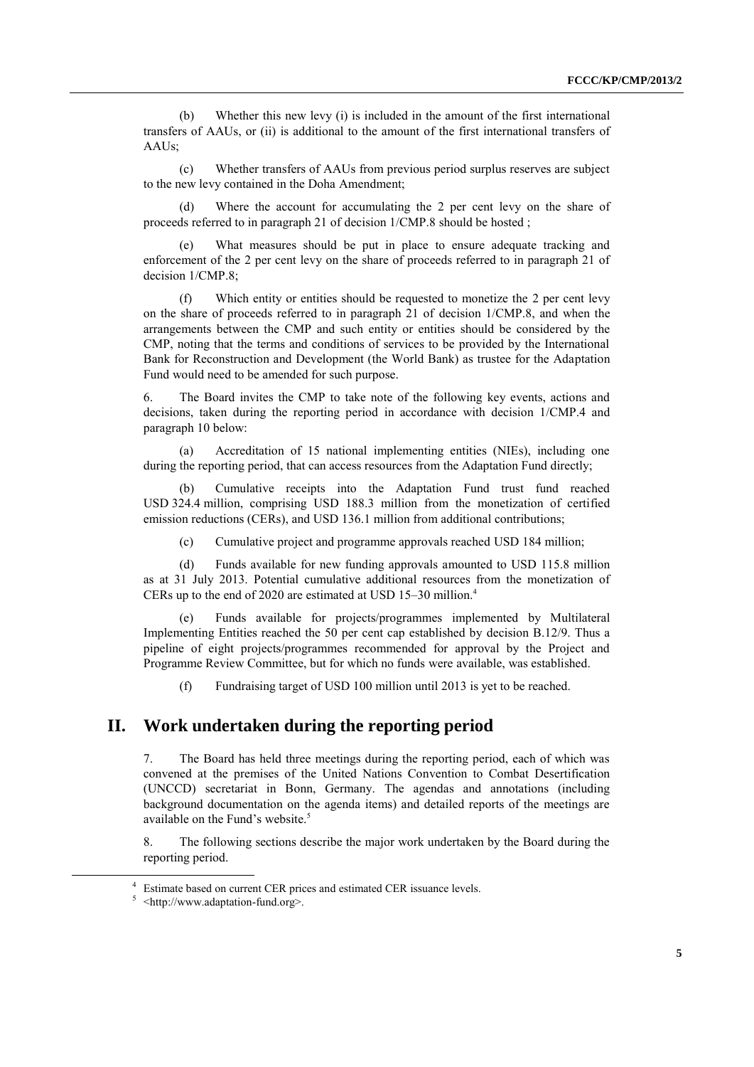(b) Whether this new levy (i) is included in the amount of the first international transfers of AAUs, or (ii) is additional to the amount of the first international transfers of AAUs;

(c) Whether transfers of AAUs from previous period surplus reserves are subject to the new levy contained in the Doha Amendment;

(d) Where the account for accumulating the 2 per cent levy on the share of proceeds referred to in paragraph 21 of decision 1/CMP.8 should be hosted ;

(e) What measures should be put in place to ensure adequate tracking and enforcement of the 2 per cent levy on the share of proceeds referred to in paragraph 21 of decision 1/CMP.8;

(f) Which entity or entities should be requested to monetize the 2 per cent levy on the share of proceeds referred to in paragraph 21 of decision 1/CMP.8, and when the arrangements between the CMP and such entity or entities should be considered by the CMP, noting that the terms and conditions of services to be provided by the International Bank for Reconstruction and Development (the World Bank) as trustee for the Adaptation Fund would need to be amended for such purpose.

6. The Board invites the CMP to take note of the following key events, actions and decisions, taken during the reporting period in accordance with decision 1/CMP.4 and paragraph 10 below:

(a) Accreditation of 15 national implementing entities (NIEs), including one during the reporting period, that can access resources from the Adaptation Fund directly;

(b) Cumulative receipts into the Adaptation Fund trust fund reached USD 324.4 million, comprising USD 188.3 million from the monetization of certified emission reductions (CERs), and USD 136.1 million from additional contributions;

(c) Cumulative project and programme approvals reached USD 184 million;

(d) Funds available for new funding approvals amounted to USD 115.8 million as at 31 July 2013. Potential cumulative additional resources from the monetization of CERs up to the end of 2020 are estimated at USD 15–30 million.[4]

(e) Funds available for projects/programmes implemented by Multilateral Implementing Entities reached the 50 per cent cap established by decision B.12/9. Thus a pipeline of eight projects/programmes recommended for approval by the Project and Programme Review Committee, but for which no funds were available, was established.

(f) Fundraising target of USD 100 million until 2013 is yet to be reached.

## II. Work undertaken during the reporting period

7. The Board has held three meetings during the reporting period, each of which was convened at the premises of the United Nations Convention to Combat Desertification (UNCCD) secretariat in Bonn, Germany. The agendas and annotations (including background documentation on the agenda items) and detailed reports of the meetings are available on the Fund's website.[5]

8. The following sections describe the major work undertaken by the Board during the reporting period.

---

[4] Estimate based on current CER prices and estimated CER issuance levels.

[5] <http://www.adaptation-fund.org>.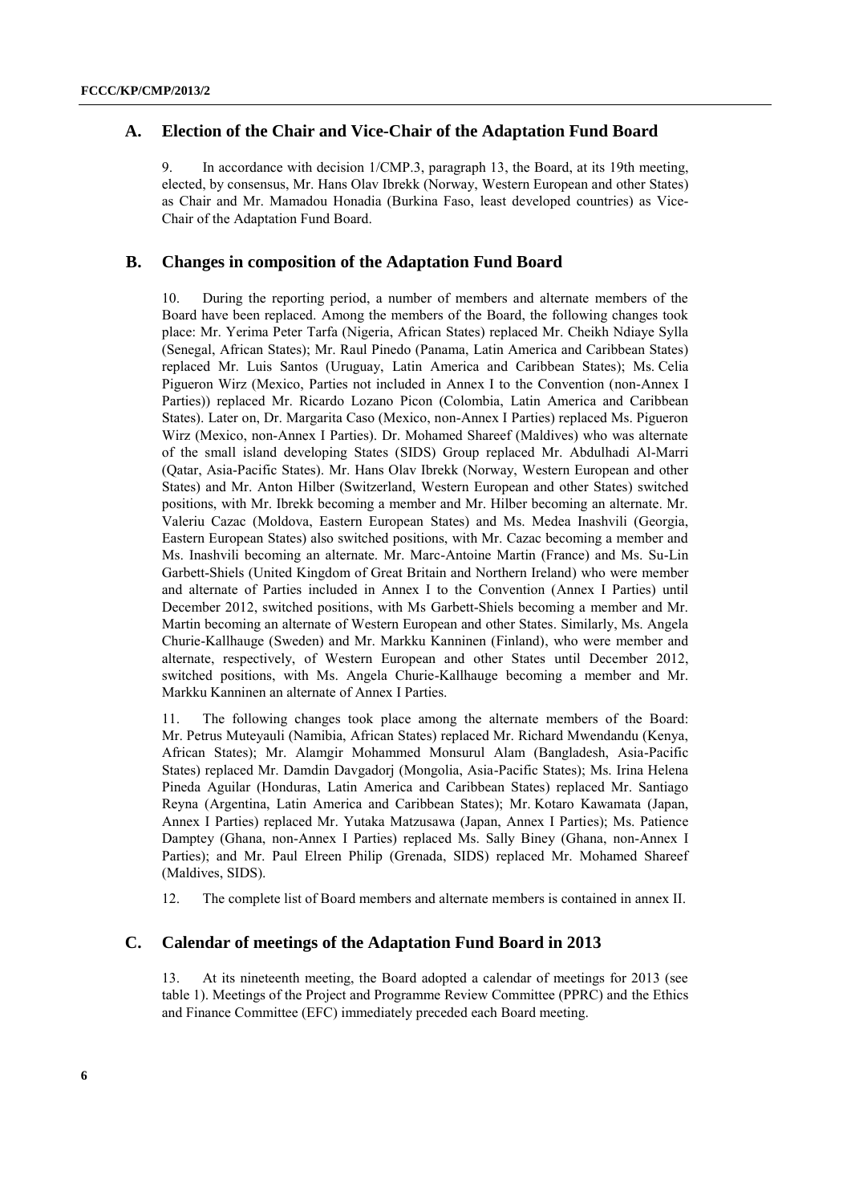## A. Election of the Chair and Vice-Chair of the Adaptation Fund Board

9. In accordance with decision 1/CMP.3, paragraph 13, the Board, at its 19th meeting, elected, by consensus, Mr. Hans Olav Ibrekk (Norway, Western European and other States) as Chair and Mr. Mamadou Honadia (Burkina Faso, least developed countries) as Vice-Chair of the Adaptation Fund Board.

## B. Changes in composition of the Adaptation Fund Board

10. During the reporting period, a number of members and alternate members of the Board have been replaced. Among the members of the Board, the following changes took place: Mr. Yerima Peter Tarfa (Nigeria, African States) replaced Mr. Cheikh Ndiaye Sylla (Senegal, African States); Mr. Raul Pinedo (Panama, Latin America and Caribbean States) replaced Mr. Luis Santos (Uruguay, Latin America and Caribbean States); Ms. Celia Pigueron Wirz (Mexico, Parties not included in Annex I to the Convention (non-Annex I Parties)) replaced Mr. Ricardo Lozano Picon (Colombia, Latin America and Caribbean States). Later on, Dr. Margarita Caso (Mexico, non-Annex I Parties) replaced Ms. Pigueron Wirz (Mexico, non-Annex I Parties). Dr. Mohamed Shareef (Maldives) who was alternate of the small island developing States (SIDS) Group replaced Mr. Abdulhadi Al-Marri (Qatar, Asia-Pacific States). Mr. Hans Olav Ibrekk (Norway, Western European and other States) and Mr. Anton Hilber (Switzerland, Western European and other States) switched positions, with Mr. Ibrekk becoming a member and Mr. Hilber becoming an alternate. Mr. Valeriu Cazac (Moldova, Eastern European States) and Ms. Medea Inashvili (Georgia, Eastern European States) also switched positions, with Mr. Cazac becoming a member and Ms. Inashvili becoming an alternate. Mr. Marc-Antoine Martin (France) and Ms. Su-Lin Garbett-Shiels (United Kingdom of Great Britain and Northern Ireland) who were member and alternate of Parties included in Annex I to the Convention (Annex I Parties) until December 2012, switched positions, with Ms Garbett-Shiels becoming a member and Mr. Martin becoming an alternate of Western European and other States. Similarly, Ms. Angela Churie-Kallhauge (Sweden) and Mr. Markku Kanninen (Finland), who were member and alternate, respectively, of Western European and other States until December 2012, switched positions, with Ms. Angela Churie-Kallhauge becoming a member and Mr. Markku Kanninen an alternate of Annex I Parties.

11. The following changes took place among the alternate members of the Board: Mr. Petrus Muteyauli (Namibia, African States) replaced Mr. Richard Mwendandu (Kenya, African States); Mr. Alamgir Mohammed Monsurul Alam (Bangladesh, Asia-Pacific States) replaced Mr. Damdin Davgadorj (Mongolia, Asia-Pacific States); Ms. Irina Helena Pineda Aguilar (Honduras, Latin America and Caribbean States) replaced Mr. Santiago Reyna (Argentina, Latin America and Caribbean States); Mr. Kotaro Kawamata (Japan, Annex I Parties) replaced Mr. Yutaka Matzusawa (Japan, Annex I Parties); Ms. Patience Damptey (Ghana, non-Annex I Parties) replaced Ms. Sally Biney (Ghana, non-Annex I Parties); and Mr. Paul Elreen Philip (Grenada, SIDS) replaced Mr. Mohamed Shareef (Maldives, SIDS).

12. The complete list of Board members and alternate members is contained in annex II.

## C. Calendar of meetings of the Adaptation Fund Board in 2013

13. At its nineteenth meeting, the Board adopted a calendar of meetings for 2013 (see table 1). Meetings of the Project and Programme Review Committee (PPRC) and the Ethics and Finance Committee (EFC) immediately preceded each Board meeting.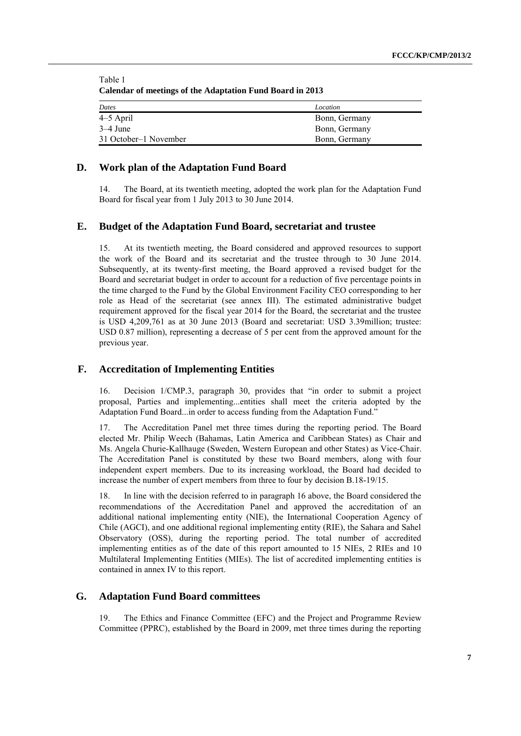Table 1
**Calendar of meetings of the Adaptation Fund Board in 2013**

| *Dates* | *Location* |
| --- | --- |
| 4–5 April | Bonn, Germany |
| 3–4 June | Bonn, Germany |
| 31 October–1 November | Bonn, Germany |

## D. Work plan of the Adaptation Fund Board

14. The Board, at its twentieth meeting, adopted the work plan for the Adaptation Fund Board for fiscal year from 1 July 2013 to 30 June 2014.

## E. Budget of the Adaptation Fund Board, secretariat and trustee

15. At its twentieth meeting, the Board considered and approved resources to support the work of the Board and its secretariat and the trustee through to 30 June 2014. Subsequently, at its twenty-first meeting, the Board approved a revised budget for the Board and secretariat budget in order to account for a reduction of five percentage points in the time charged to the Fund by the Global Environment Facility CEO corresponding to her role as Head of the secretariat (see annex III). The estimated administrative budget requirement approved for the fiscal year 2014 for the Board, the secretariat and the trustee is USD 4,209,761 as at 30 June 2013 (Board and secretariat: USD 3.39million; trustee: USD 0.87 million), representing a decrease of 5 per cent from the approved amount for the previous year.

## F. Accreditation of Implementing Entities

16. Decision 1/CMP.3, paragraph 30, provides that "in order to submit a project proposal, Parties and implementing...entities shall meet the criteria adopted by the Adaptation Fund Board...in order to access funding from the Adaptation Fund."

17. The Accreditation Panel met three times during the reporting period. The Board elected Mr. Philip Weech (Bahamas, Latin America and Caribbean States) as Chair and Ms. Angela Churie-Kallhauge (Sweden, Western European and other States) as Vice-Chair. The Accreditation Panel is constituted by these two Board members, along with four independent expert members. Due to its increasing workload, the Board had decided to increase the number of expert members from three to four by decision B.18-19/15.

18. In line with the decision referred to in paragraph 16 above, the Board considered the recommendations of the Accreditation Panel and approved the accreditation of an additional national implementing entity (NIE), the International Cooperation Agency of Chile (AGCI), and one additional regional implementing entity (RIE), the Sahara and Sahel Observatory (OSS), during the reporting period. The total number of accredited implementing entities as of the date of this report amounted to 15 NIEs, 2 RIEs and 10 Multilateral Implementing Entities (MIEs). The list of accredited implementing entities is contained in annex IV to this report.

## G. Adaptation Fund Board committees

19. The Ethics and Finance Committee (EFC) and the Project and Programme Review Committee (PPRC), established by the Board in 2009, met three times during the reporting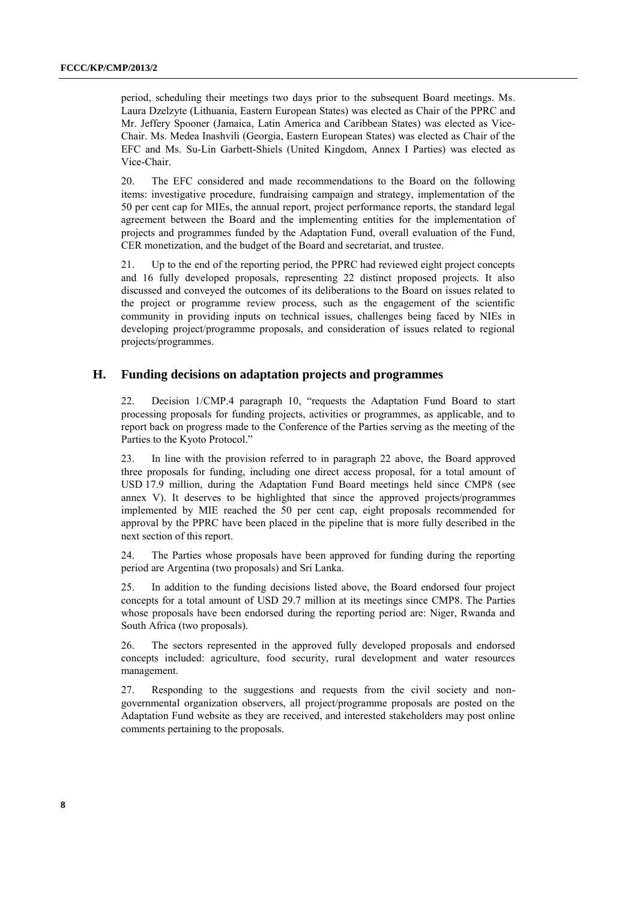period, scheduling their meetings two days prior to the subsequent Board meetings. Ms. Laura Dzelzyte (Lithuania, Eastern European States) was elected as Chair of the PPRC and Mr. Jeffery Spooner (Jamaica, Latin America and Caribbean States) was elected as Vice-Chair. Ms. Medea Inashvili (Georgia, Eastern European States) was elected as Chair of the EFC and Ms. Su-Lin Garbett-Shiels (United Kingdom, Annex I Parties) was elected as Vice-Chair.

20. The EFC considered and made recommendations to the Board on the following items: investigative procedure, fundraising campaign and strategy, implementation of the 50 per cent cap for MIEs, the annual report, project performance reports, the standard legal agreement between the Board and the implementing entities for the implementation of projects and programmes funded by the Adaptation Fund, overall evaluation of the Fund, CER monetization, and the budget of the Board and secretariat, and trustee.

21. Up to the end of the reporting period, the PPRC had reviewed eight project concepts and 16 fully developed proposals, representing 22 distinct proposed projects. It also discussed and conveyed the outcomes of its deliberations to the Board on issues related to the project or programme review process, such as the engagement of the scientific community in providing inputs on technical issues, challenges being faced by NIEs in developing project/programme proposals, and consideration of issues related to regional projects/programmes.

## H. Funding decisions on adaptation projects and programmes

22. Decision 1/CMP.4 paragraph 10, "requests the Adaptation Fund Board to start processing proposals for funding projects, activities or programmes, as applicable, and to report back on progress made to the Conference of the Parties serving as the meeting of the Parties to the Kyoto Protocol."

23. In line with the provision referred to in paragraph 22 above, the Board approved three proposals for funding, including one direct access proposal, for a total amount of USD 17.9 million, during the Adaptation Fund Board meetings held since CMP8 (see annex V). It deserves to be highlighted that since the approved projects/programmes implemented by MIE reached the 50 per cent cap, eight proposals recommended for approval by the PPRC have been placed in the pipeline that is more fully described in the next section of this report.

24. The Parties whose proposals have been approved for funding during the reporting period are Argentina (two proposals) and Sri Lanka.

25. In addition to the funding decisions listed above, the Board endorsed four project concepts for a total amount of USD 29.7 million at its meetings since CMP8. The Parties whose proposals have been endorsed during the reporting period are: Niger, Rwanda and South Africa (two proposals).

26. The sectors represented in the approved fully developed proposals and endorsed concepts included: agriculture, food security, rural development and water resources management.

27. Responding to the suggestions and requests from the civil society and non-governmental organization observers, all project/programme proposals are posted on the Adaptation Fund website as they are received, and interested stakeholders may post online comments pertaining to the proposals.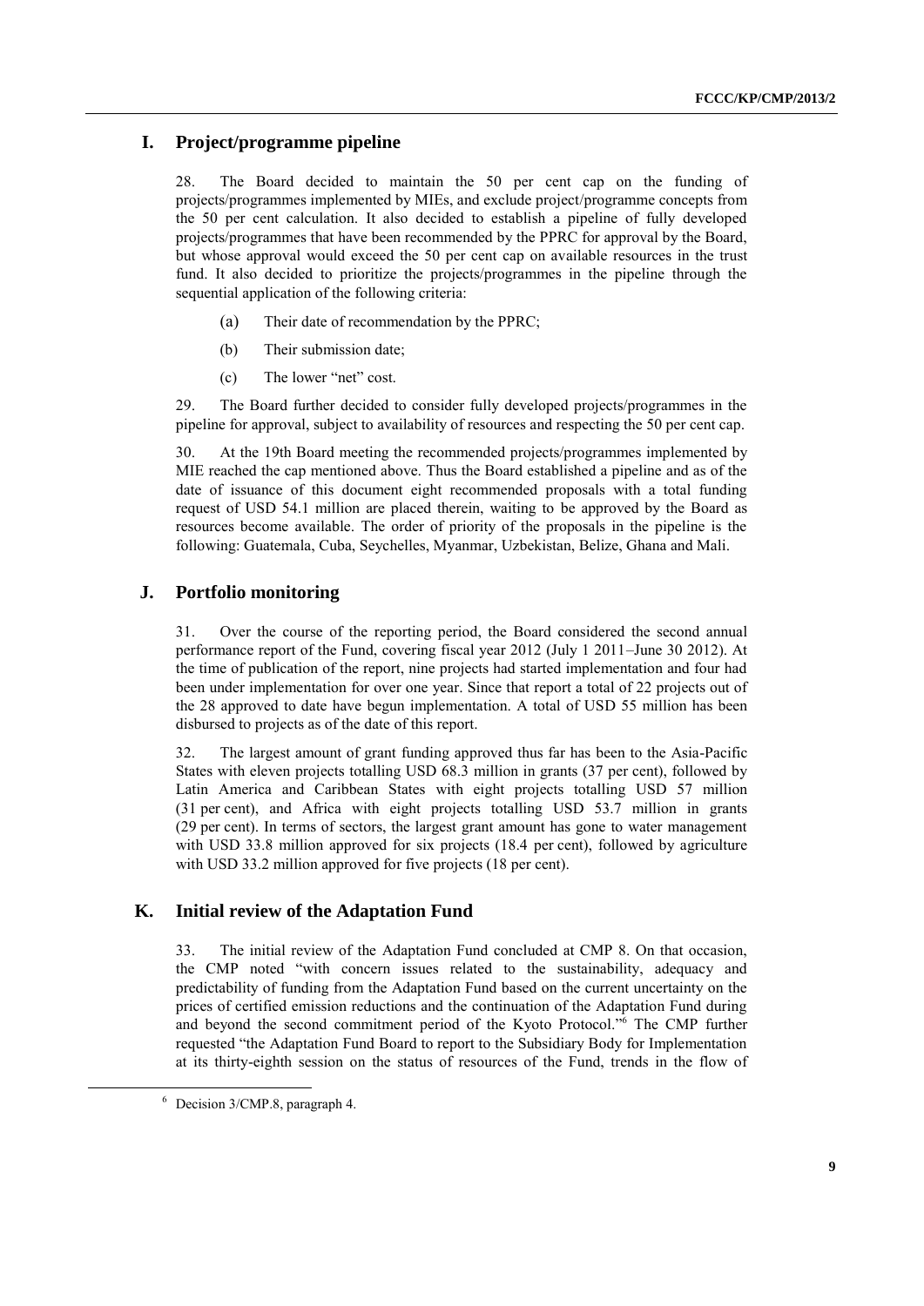## I. Project/programme pipeline

28. The Board decided to maintain the 50 per cent cap on the funding of projects/programmes implemented by MIEs, and exclude project/programme concepts from the 50 per cent calculation. It also decided to establish a pipeline of fully developed projects/programmes that have been recommended by the PPRC for approval by the Board, but whose approval would exceed the 50 per cent cap on available resources in the trust fund. It also decided to prioritize the projects/programmes in the pipeline through the sequential application of the following criteria:

(a) Their date of recommendation by the PPRC;

(b) Their submission date;

(c) The lower "net" cost.

29. The Board further decided to consider fully developed projects/programmes in the pipeline for approval, subject to availability of resources and respecting the 50 per cent cap.

30. At the 19th Board meeting the recommended projects/programmes implemented by MIE reached the cap mentioned above. Thus the Board established a pipeline and as of the date of issuance of this document eight recommended proposals with a total funding request of USD 54.1 million are placed therein, waiting to be approved by the Board as resources become available. The order of priority of the proposals in the pipeline is the following: Guatemala, Cuba, Seychelles, Myanmar, Uzbekistan, Belize, Ghana and Mali.

## J. Portfolio monitoring

31. Over the course of the reporting period, the Board considered the second annual performance report of the Fund, covering fiscal year 2012 (July 1 2011–June 30 2012). At the time of publication of the report, nine projects had started implementation and four had been under implementation for over one year. Since that report a total of 22 projects out of the 28 approved to date have begun implementation. A total of USD 55 million has been disbursed to projects as of the date of this report.

32. The largest amount of grant funding approved thus far has been to the Asia-Pacific States with eleven projects totalling USD 68.3 million in grants (37 per cent), followed by Latin America and Caribbean States with eight projects totalling USD 57 million (31 per cent), and Africa with eight projects totalling USD 53.7 million in grants (29 per cent). In terms of sectors, the largest grant amount has gone to water management with USD 33.8 million approved for six projects (18.4 per cent), followed by agriculture with USD 33.2 million approved for five projects (18 per cent).

## K. Initial review of the Adaptation Fund

33. The initial review of the Adaptation Fund concluded at CMP 8. On that occasion, the CMP noted "with concern issues related to the sustainability, adequacy and predictability of funding from the Adaptation Fund based on the current uncertainty on the prices of certified emission reductions and the continuation of the Adaptation Fund during and beyond the second commitment period of the Kyoto Protocol."[6] The CMP further requested "the Adaptation Fund Board to report to the Subsidiary Body for Implementation at its thirty-eighth session on the status of resources of the Fund, trends in the flow of

[6] Decision 3/CMP.8, paragraph 4.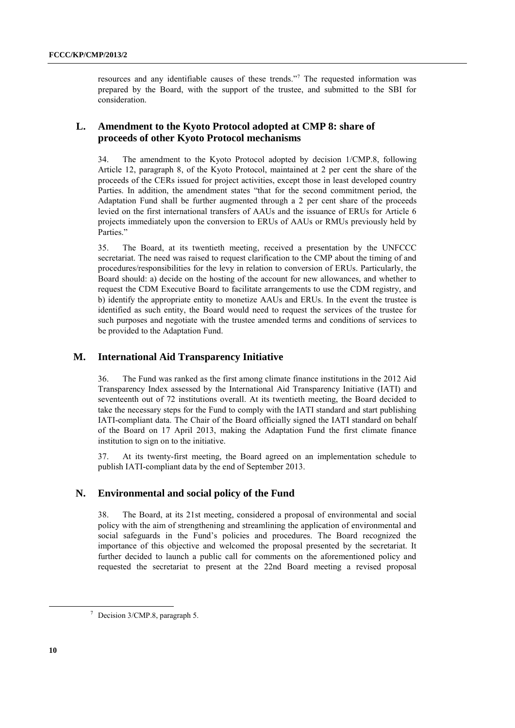resources and any identifiable causes of these trends."[7] The requested information was prepared by the Board, with the support of the trustee, and submitted to the SBI for consideration.

## L. Amendment to the Kyoto Protocol adopted at CMP 8: share of proceeds of other Kyoto Protocol mechanisms

34. The amendment to the Kyoto Protocol adopted by decision 1/CMP.8, following Article 12, paragraph 8, of the Kyoto Protocol, maintained at 2 per cent the share of the proceeds of the CERs issued for project activities, except those in least developed country Parties. In addition, the amendment states "that for the second commitment period, the Adaptation Fund shall be further augmented through a 2 per cent share of the proceeds levied on the first international transfers of AAUs and the issuance of ERUs for Article 6 projects immediately upon the conversion to ERUs of AAUs or RMUs previously held by Parties."

35. The Board, at its twentieth meeting, received a presentation by the UNFCCC secretariat. The need was raised to request clarification to the CMP about the timing of and procedures/responsibilities for the levy in relation to conversion of ERUs. Particularly, the Board should: a) decide on the hosting of the account for new allowances, and whether to request the CDM Executive Board to facilitate arrangements to use the CDM registry, and b) identify the appropriate entity to monetize AAUs and ERUs. In the event the trustee is identified as such entity, the Board would need to request the services of the trustee for such purposes and negotiate with the trustee amended terms and conditions of services to be provided to the Adaptation Fund.

## M. International Aid Transparency Initiative

36. The Fund was ranked as the first among climate finance institutions in the 2012 Aid Transparency Index assessed by the International Aid Transparency Initiative (IATI) and seventeenth out of 72 institutions overall. At its twentieth meeting, the Board decided to take the necessary steps for the Fund to comply with the IATI standard and start publishing IATI-compliant data. The Chair of the Board officially signed the IATI standard on behalf of the Board on 17 April 2013, making the Adaptation Fund the first climate finance institution to sign on to the initiative.

37. At its twenty-first meeting, the Board agreed on an implementation schedule to publish IATI-compliant data by the end of September 2013.

## N. Environmental and social policy of the Fund

38. The Board, at its 21st meeting, considered a proposal of environmental and social policy with the aim of strengthening and streamlining the application of environmental and social safeguards in the Fund's policies and procedures. The Board recognized the importance of this objective and welcomed the proposal presented by the secretariat. It further decided to launch a public call for comments on the aforementioned policy and requested the secretariat to present at the 22nd Board meeting a revised proposal

[7] Decision 3/CMP.8, paragraph 5.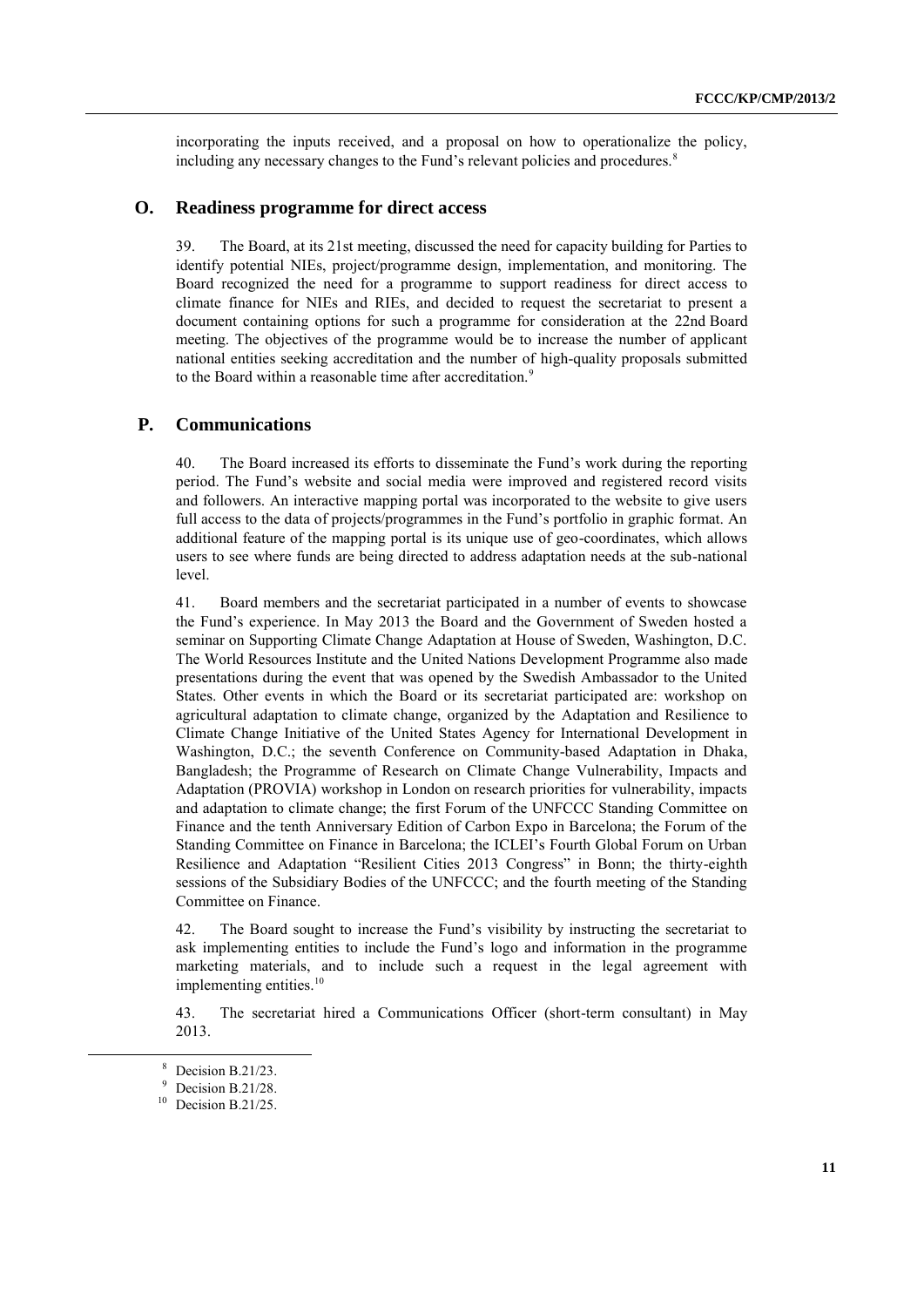incorporating the inputs received, and a proposal on how to operationalize the policy, including any necessary changes to the Fund's relevant policies and procedures.[8]

## O. Readiness programme for direct access

39. The Board, at its 21st meeting, discussed the need for capacity building for Parties to identify potential NIEs, project/programme design, implementation, and monitoring. The Board recognized the need for a programme to support readiness for direct access to climate finance for NIEs and RIEs, and decided to request the secretariat to present a document containing options for such a programme for consideration at the 22nd Board meeting. The objectives of the programme would be to increase the number of applicant national entities seeking accreditation and the number of high-quality proposals submitted to the Board within a reasonable time after accreditation.[9]

## P. Communications

40. The Board increased its efforts to disseminate the Fund's work during the reporting period. The Fund's website and social media were improved and registered record visits and followers. An interactive mapping portal was incorporated to the website to give users full access to the data of projects/programmes in the Fund's portfolio in graphic format. An additional feature of the mapping portal is its unique use of geo-coordinates, which allows users to see where funds are being directed to address adaptation needs at the sub-national level.

41. Board members and the secretariat participated in a number of events to showcase the Fund's experience. In May 2013 the Board and the Government of Sweden hosted a seminar on Supporting Climate Change Adaptation at House of Sweden, Washington, D.C. The World Resources Institute and the United Nations Development Programme also made presentations during the event that was opened by the Swedish Ambassador to the United States. Other events in which the Board or its secretariat participated are: workshop on agricultural adaptation to climate change, organized by the Adaptation and Resilience to Climate Change Initiative of the United States Agency for International Development in Washington, D.C.; the seventh Conference on Community-based Adaptation in Dhaka, Bangladesh; the Programme of Research on Climate Change Vulnerability, Impacts and Adaptation (PROVIA) workshop in London on research priorities for vulnerability, impacts and adaptation to climate change; the first Forum of the UNFCCC Standing Committee on Finance and the tenth Anniversary Edition of Carbon Expo in Barcelona; the Forum of the Standing Committee on Finance in Barcelona; the ICLEI's Fourth Global Forum on Urban Resilience and Adaptation "Resilient Cities 2013 Congress" in Bonn; the thirty-eighth sessions of the Subsidiary Bodies of the UNFCCC; and the fourth meeting of the Standing Committee on Finance.

42. The Board sought to increase the Fund's visibility by instructing the secretariat to ask implementing entities to include the Fund's logo and information in the programme marketing materials, and to include such a request in the legal agreement with implementing entities.[10]

43. The secretariat hired a Communications Officer (short-term consultant) in May 2013.

---

[8] Decision B.21/23.

[9] Decision B.21/28.

[10] Decision B.21/25.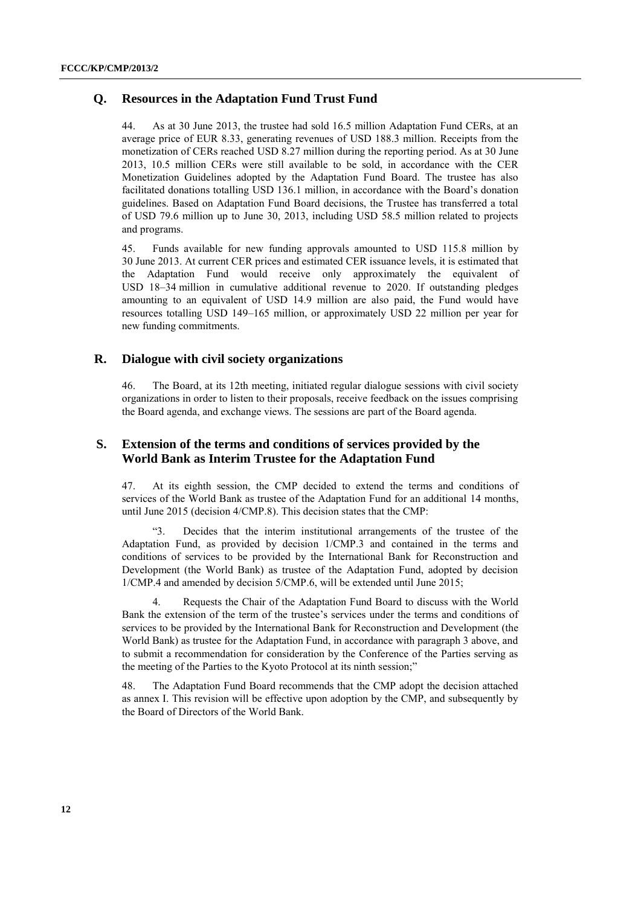## Q. Resources in the Adaptation Fund Trust Fund

44. As at 30 June 2013, the trustee had sold 16.5 million Adaptation Fund CERs, at an average price of EUR 8.33, generating revenues of USD 188.3 million. Receipts from the monetization of CERs reached USD 8.27 million during the reporting period. As at 30 June 2013, 10.5 million CERs were still available to be sold, in accordance with the CER Monetization Guidelines adopted by the Adaptation Fund Board. The trustee has also facilitated donations totalling USD 136.1 million, in accordance with the Board's donation guidelines. Based on Adaptation Fund Board decisions, the Trustee has transferred a total of USD 79.6 million up to June 30, 2013, including USD 58.5 million related to projects and programs.

45. Funds available for new funding approvals amounted to USD 115.8 million by 30 June 2013. At current CER prices and estimated CER issuance levels, it is estimated that the Adaptation Fund would receive only approximately the equivalent of USD 18–34 million in cumulative additional revenue to 2020. If outstanding pledges amounting to an equivalent of USD 14.9 million are also paid, the Fund would have resources totalling USD 149–165 million, or approximately USD 22 million per year for new funding commitments.

## R. Dialogue with civil society organizations

46. The Board, at its 12th meeting, initiated regular dialogue sessions with civil society organizations in order to listen to their proposals, receive feedback on the issues comprising the Board agenda, and exchange views. The sessions are part of the Board agenda.

## S. Extension of the terms and conditions of services provided by the World Bank as Interim Trustee for the Adaptation Fund

47. At its eighth session, the CMP decided to extend the terms and conditions of services of the World Bank as trustee of the Adaptation Fund for an additional 14 months, until June 2015 (decision 4/CMP.8). This decision states that the CMP:

"3. Decides that the interim institutional arrangements of the trustee of the Adaptation Fund, as provided by decision 1/CMP.3 and contained in the terms and conditions of services to be provided by the International Bank for Reconstruction and Development (the World Bank) as trustee of the Adaptation Fund, adopted by decision 1/CMP.4 and amended by decision 5/CMP.6, will be extended until June 2015;

4. Requests the Chair of the Adaptation Fund Board to discuss with the World Bank the extension of the term of the trustee's services under the terms and conditions of services to be provided by the International Bank for Reconstruction and Development (the World Bank) as trustee for the Adaptation Fund, in accordance with paragraph 3 above, and to submit a recommendation for consideration by the Conference of the Parties serving as the meeting of the Parties to the Kyoto Protocol at its ninth session;"

48. The Adaptation Fund Board recommends that the CMP adopt the decision attached as annex I. This revision will be effective upon adoption by the CMP, and subsequently by the Board of Directors of the World Bank.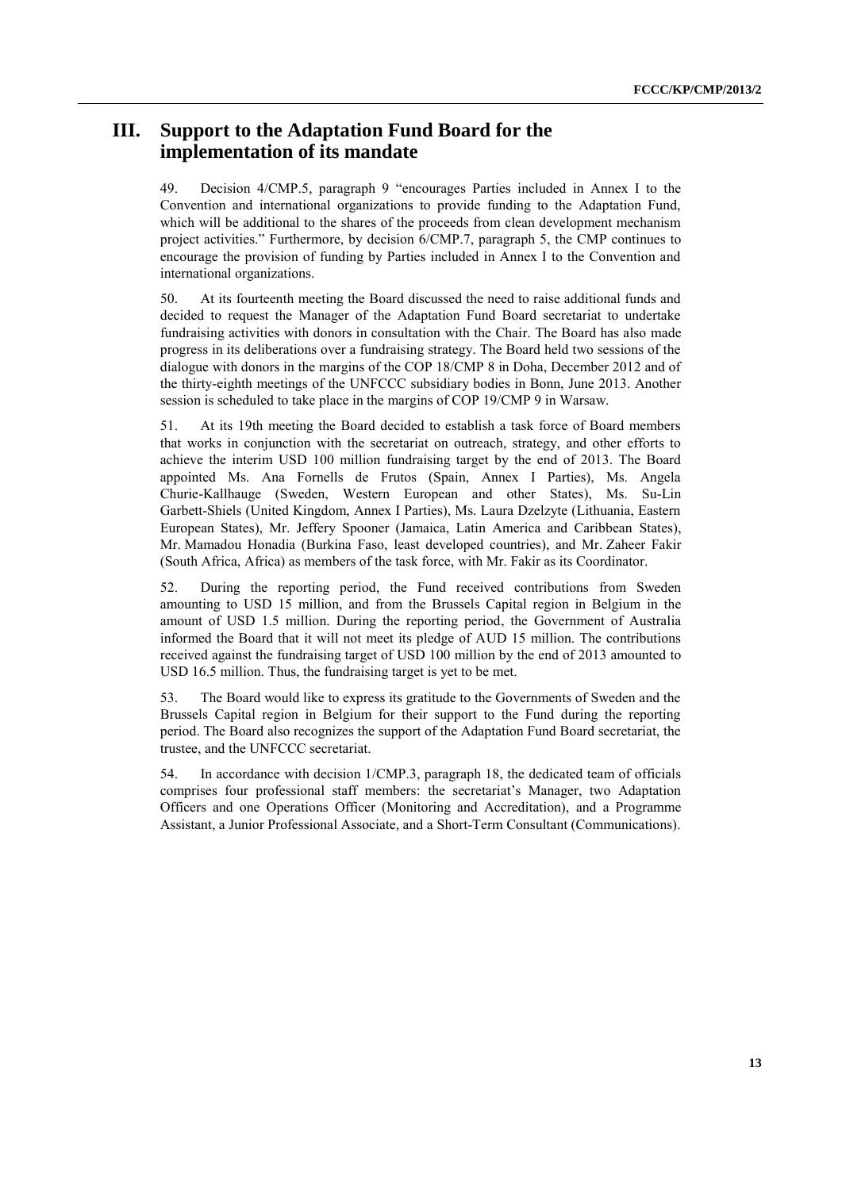# III. Support to the Adaptation Fund Board for the implementation of its mandate

49. Decision 4/CMP.5, paragraph 9 "encourages Parties included in Annex I to the Convention and international organizations to provide funding to the Adaptation Fund, which will be additional to the shares of the proceeds from clean development mechanism project activities." Furthermore, by decision 6/CMP.7, paragraph 5, the CMP continues to encourage the provision of funding by Parties included in Annex I to the Convention and international organizations.

50. At its fourteenth meeting the Board discussed the need to raise additional funds and decided to request the Manager of the Adaptation Fund Board secretariat to undertake fundraising activities with donors in consultation with the Chair. The Board has also made progress in its deliberations over a fundraising strategy. The Board held two sessions of the dialogue with donors in the margins of the COP 18/CMP 8 in Doha, December 2012 and of the thirty-eighth meetings of the UNFCCC subsidiary bodies in Bonn, June 2013. Another session is scheduled to take place in the margins of COP 19/CMP 9 in Warsaw.

51. At its 19th meeting the Board decided to establish a task force of Board members that works in conjunction with the secretariat on outreach, strategy, and other efforts to achieve the interim USD 100 million fundraising target by the end of 2013. The Board appointed Ms. Ana Fornells de Frutos (Spain, Annex I Parties), Ms. Angela Churie-Kallhauge (Sweden, Western European and other States), Ms. Su-Lin Garbett-Shiels (United Kingdom, Annex I Parties), Ms. Laura Dzelzyte (Lithuania, Eastern European States), Mr. Jeffery Spooner (Jamaica, Latin America and Caribbean States), Mr. Mamadou Honadia (Burkina Faso, least developed countries), and Mr. Zaheer Fakir (South Africa, Africa) as members of the task force, with Mr. Fakir as its Coordinator.

52. During the reporting period, the Fund received contributions from Sweden amounting to USD 15 million, and from the Brussels Capital region in Belgium in the amount of USD 1.5 million. During the reporting period, the Government of Australia informed the Board that it will not meet its pledge of AUD 15 million. The contributions received against the fundraising target of USD 100 million by the end of 2013 amounted to USD 16.5 million. Thus, the fundraising target is yet to be met.

53. The Board would like to express its gratitude to the Governments of Sweden and the Brussels Capital region in Belgium for their support to the Fund during the reporting period. The Board also recognizes the support of the Adaptation Fund Board secretariat, the trustee, and the UNFCCC secretariat.

54. In accordance with decision 1/CMP.3, paragraph 18, the dedicated team of officials comprises four professional staff members: the secretariat's Manager, two Adaptation Officers and one Operations Officer (Monitoring and Accreditation), and a Programme Assistant, a Junior Professional Associate, and a Short-Term Consultant (Communications).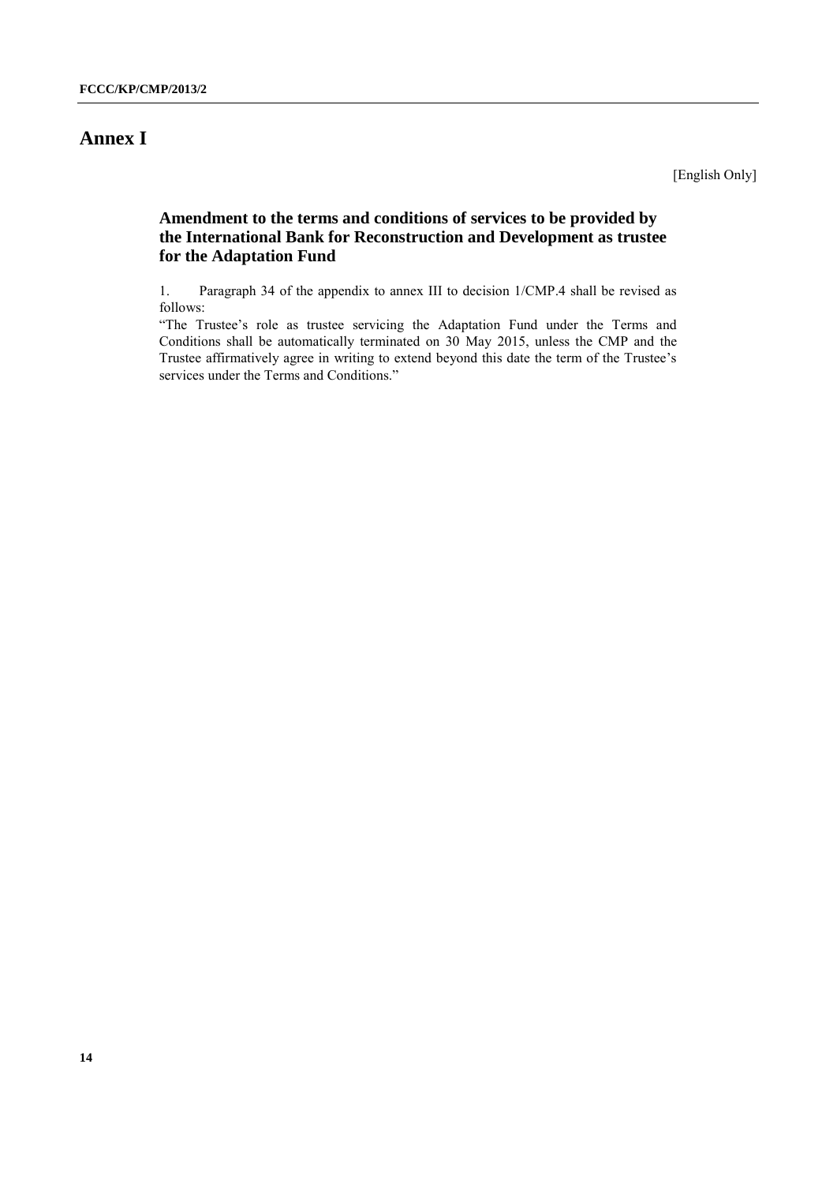# Annex I

[English Only]

## Amendment to the terms and conditions of services to be provided by the International Bank for Reconstruction and Development as trustee for the Adaptation Fund

1. Paragraph 34 of the appendix to annex III to decision 1/CMP.4 shall be revised as follows:

"The Trustee's role as trustee servicing the Adaptation Fund under the Terms and Conditions shall be automatically terminated on 30 May 2015, unless the CMP and the Trustee affirmatively agree in writing to extend beyond this date the term of the Trustee's services under the Terms and Conditions."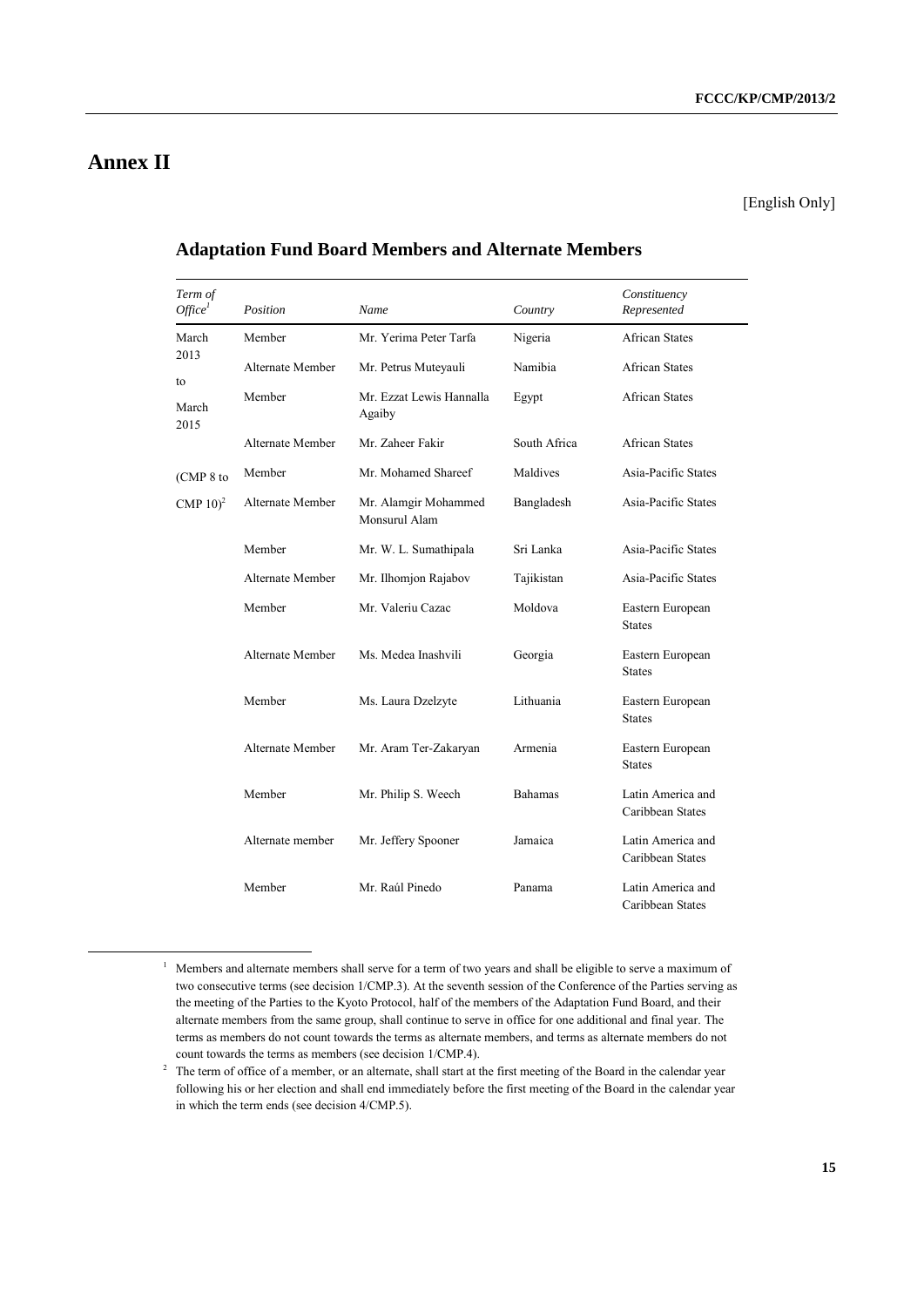# Annex II

[English Only]

## Adaptation Fund Board Members and Alternate Members

| *Term of Office*[1] | *Position* | *Name* | *Country* | *Constituency Represented* |
|---|---|---|---|---|
| March 2013 to March 2015 (CMP 8 to CMP 10)[2] | Member | Mr. Yerima Peter Tarfa | Nigeria | African States |
| | Alternate Member | Mr. Petrus Muteyauli | Namibia | African States |
| | Member | Mr. Ezzat Lewis Hannalla Agaiby | Egypt | African States |
| | Alternate Member | Mr. Zaheer Fakir | South Africa | African States |
| | Member | Mr. Mohamed Shareef | Maldives | Asia-Pacific States |
| | Alternate Member | Mr. Alamgir Mohammed Monsurul Alam | Bangladesh | Asia-Pacific States |
| | Member | Mr. W. L. Sumathipala | Sri Lanka | Asia-Pacific States |
| | Alternate Member | Mr. Ilhomjon Rajabov | Tajikistan | Asia-Pacific States |
| | Member | Mr. Valeriu Cazac | Moldova | Eastern European States |
| | Alternate Member | Ms. Medea Inashvili | Georgia | Eastern European States |
| | Member | Ms. Laura Dzelzyte | Lithuania | Eastern European States |
| | Alternate Member | Mr. Aram Ter-Zakaryan | Armenia | Eastern European States |
| | Member | Mr. Philip S. Weech | Bahamas | Latin America and Caribbean States |
| | Alternate member | Mr. Jeffery Spooner | Jamaica | Latin America and Caribbean States |
| | Member | Mr. Raúl Pinedo | Panama | Latin America and Caribbean States |

[1] Members and alternate members shall serve for a term of two years and shall be eligible to serve a maximum of two consecutive terms (see decision 1/CMP.3). At the seventh session of the Conference of the Parties serving as the meeting of the Parties to the Kyoto Protocol, half of the members of the Adaptation Fund Board, and their alternate members from the same group, shall continue to serve in office for one additional and final year. The terms as members do not count towards the terms as alternate members, and terms as alternate members do not count towards the terms as members (see decision 1/CMP.4).

[2] The term of office of a member, or an alternate, shall start at the first meeting of the Board in the calendar year following his or her election and shall end immediately before the first meeting of the Board in the calendar year in which the term ends (see decision 4/CMP.5).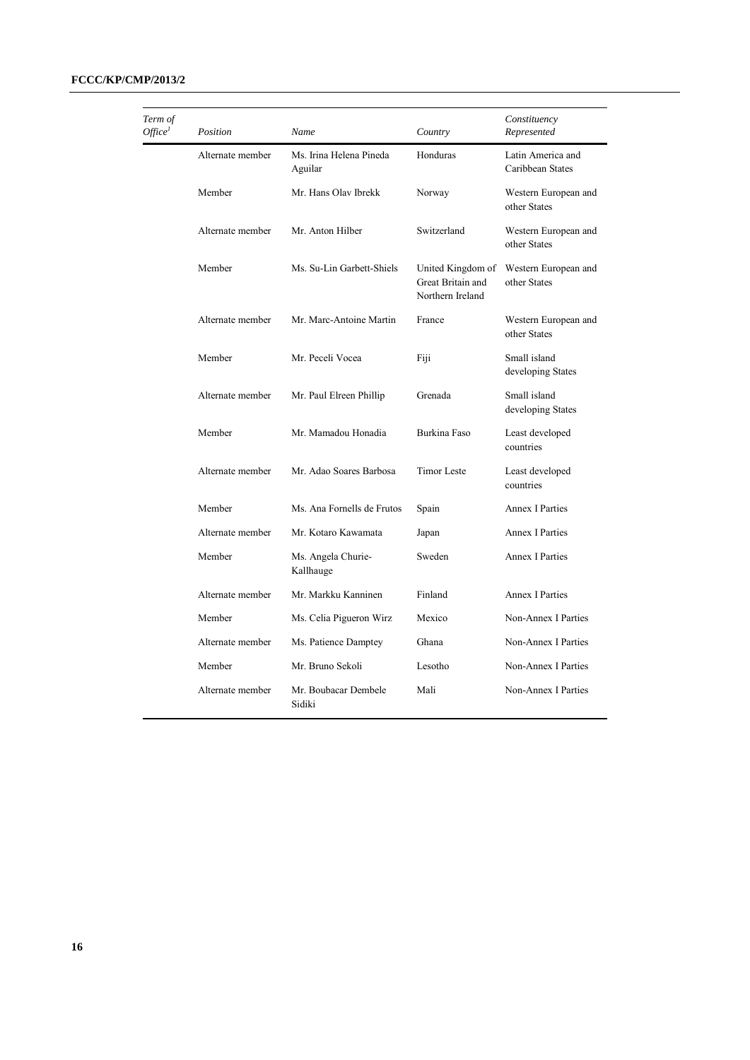| *Term of Office*[1] | *Position* | *Name* | *Country* | *Constituency Represented* |
|---|---|---|---|---|
| | Alternate member | Ms. Irina Helena Pineda Aguilar | Honduras | Latin America and Caribbean States |
| | Member | Mr. Hans Olav Ibrekk | Norway | Western European and other States |
| | Alternate member | Mr. Anton Hilber | Switzerland | Western European and other States |
| | Member | Ms. Su-Lin Garbett-Shiels | United Kingdom of Great Britain and Northern Ireland | Western European and other States |
| | Alternate member | Mr. Marc-Antoine Martin | France | Western European and other States |
| | Member | Mr. Peceli Vocea | Fiji | Small island developing States |
| | Alternate member | Mr. Paul Elreen Phillip | Grenada | Small island developing States |
| | Member | Mr. Mamadou Honadia | Burkina Faso | Least developed countries |
| | Alternate member | Mr. Adao Soares Barbosa | Timor Leste | Least developed countries |
| | Member | Ms. Ana Fornells de Frutos | Spain | Annex I Parties |
| | Alternate member | Mr. Kotaro Kawamata | Japan | Annex I Parties |
| | Member | Ms. Angela Churie-Kallhauge | Sweden | Annex I Parties |
| | Alternate member | Mr. Markku Kanninen | Finland | Annex I Parties |
| | Member | Ms. Celia Pigueron Wirz | Mexico | Non-Annex I Parties |
| | Alternate member | Ms. Patience Damptey | Ghana | Non-Annex I Parties |
| | Member | Mr. Bruno Sekoli | Lesotho | Non-Annex I Parties |
| | Alternate member | Mr. Boubacar Dembele Sidiki | Mali | Non-Annex I Parties |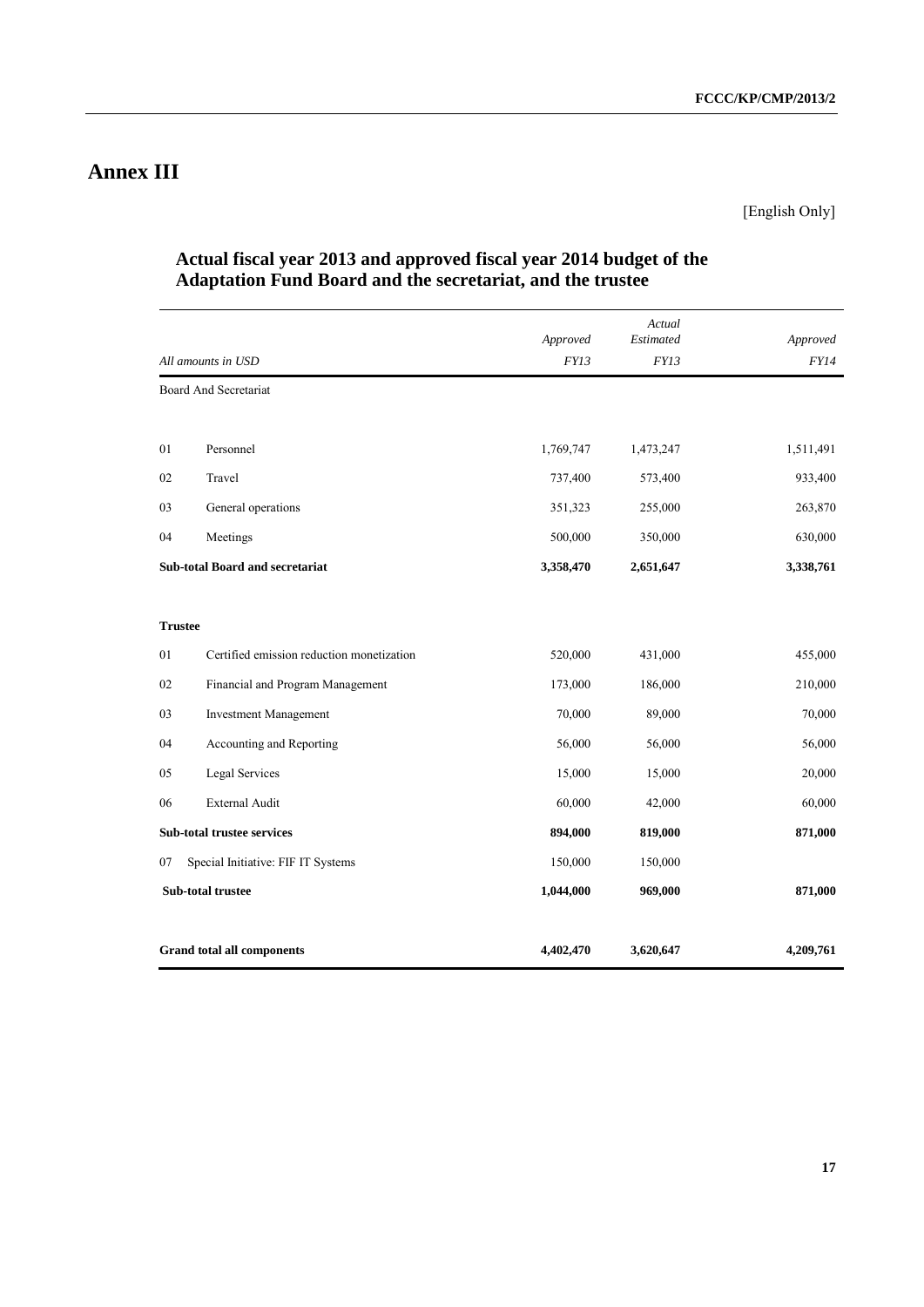# Annex III

[English Only]

## Actual fiscal year 2013 and approved fiscal year 2014 budget of the Adaptation Fund Board and the secretariat, and the trustee

| | *All amounts in USD* | *Approved FY13* | *Actual Estimated FY13* | *Approved FY14* |
|---|---|---|---|---|
| | Board And Secretariat | | | |
| 01 | Personnel | 1,769,747 | 1,473,247 | 1,511,491 |
| 02 | Travel | 737,400 | 573,400 | 933,400 |
| 03 | General operations | 351,323 | 255,000 | 263,870 |
| 04 | Meetings | 500,000 | 350,000 | 630,000 |
| | **Sub-total Board and secretariat** | **3,358,470** | **2,651,647** | **3,338,761** |
| **Trustee** | | | | |
| 01 | Certified emission reduction monetization | 520,000 | 431,000 | 455,000 |
| 02 | Financial and Program Management | 173,000 | 186,000 | 210,000 |
| 03 | Investment Management | 70,000 | 89,000 | 70,000 |
| 04 | Accounting and Reporting | 56,000 | 56,000 | 56,000 |
| 05 | Legal Services | 15,000 | 15,000 | 20,000 |
| 06 | External Audit | 60,000 | 42,000 | 60,000 |
| | **Sub-total trustee services** | **894,000** | **819,000** | **871,000** |
| 07 | Special Initiative: FIF IT Systems | 150,000 | 150,000 | |
| | **Sub-total trustee** | **1,044,000** | **969,000** | **871,000** |
| | **Grand total all components** | **4,402,470** | **3,620,647** | **4,209,761** |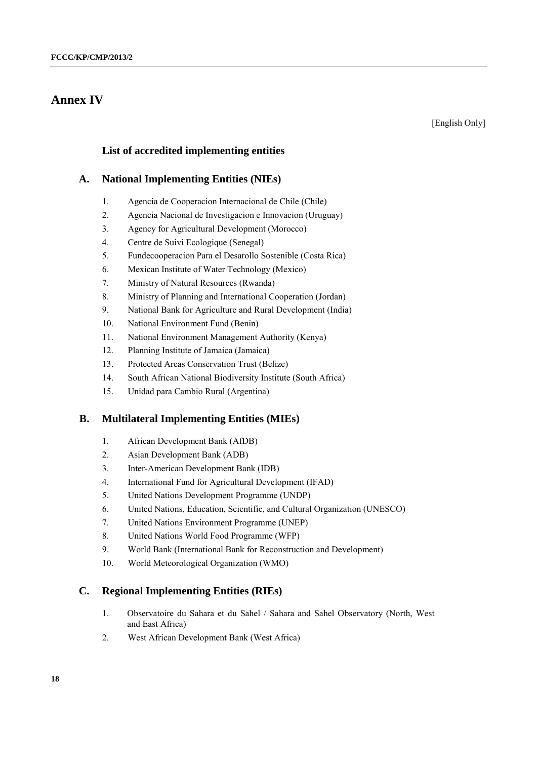# Annex IV

[English Only]

## List of accredited implementing entities

### A. National Implementing Entities (NIEs)

1. Agencia de Cooperacion Internacional de Chile (Chile)
2. Agencia Nacional de Investigacion e Innovacion (Uruguay)
3. Agency for Agricultural Development (Morocco)
4. Centre de Suivi Ecologique (Senegal)
5. Fundecooperacion Para el Desarollo Sostenible (Costa Rica)
6. Mexican Institute of Water Technology (Mexico)
7. Ministry of Natural Resources (Rwanda)
8. Ministry of Planning and International Cooperation (Jordan)
9. National Bank for Agriculture and Rural Development (India)
10. National Environment Fund (Benin)
11. National Environment Management Authority (Kenya)
12. Planning Institute of Jamaica (Jamaica)
13. Protected Areas Conservation Trust (Belize)
14. South African National Biodiversity Institute (South Africa)
15. Unidad para Cambio Rural (Argentina)

### B. Multilateral Implementing Entities (MIEs)

1. African Development Bank (AfDB)
2. Asian Development Bank (ADB)
3. Inter-American Development Bank (IDB)
4. International Fund for Agricultural Development (IFAD)
5. United Nations Development Programme (UNDP)
6. United Nations, Education, Scientific, and Cultural Organization (UNESCO)
7. United Nations Environment Programme (UNEP)
8. United Nations World Food Programme (WFP)
9. World Bank (International Bank for Reconstruction and Development)
10. World Meteorological Organization (WMO)

### C. Regional Implementing Entities (RIEs)

1. Observatoire du Sahara et du Sahel / Sahara and Sahel Observatory (North, West and East Africa)
2. West African Development Bank (West Africa)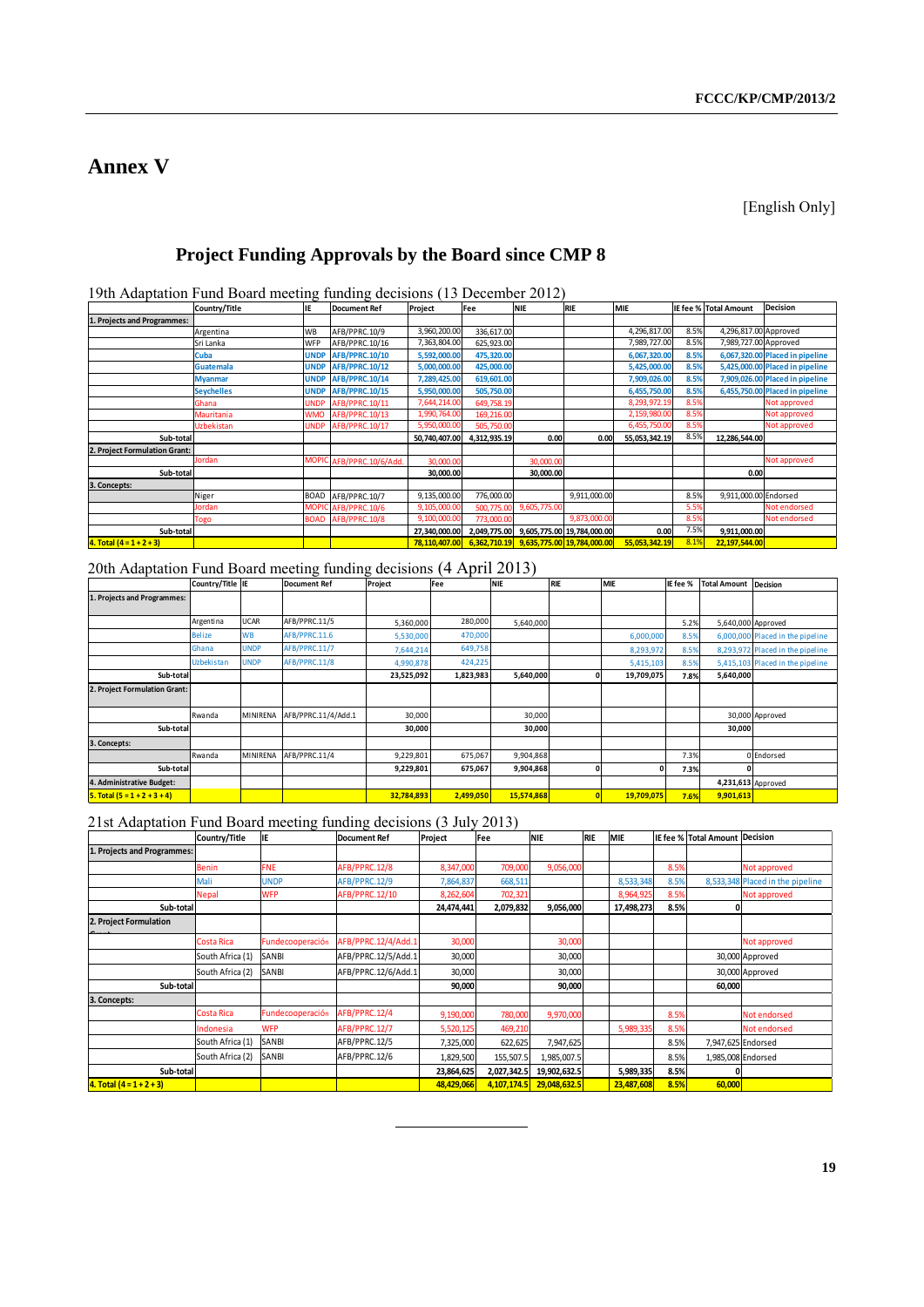# Annex V

[English Only]

## Project Funding Approvals by the Board since CMP 8

### 19th Adaptation Fund Board meeting funding decisions (13 December 2012)

| | Country/Title | IE | Document Ref | Project | Fee | NIE | RIE | MIE | IE fee % | Total Amount | Decision |
|---|---|---|---|---|---|---|---|---|---|---|---|
| 1. Projects and Programmes: | | | | | | | | | | | |
| | Argentina | WB | AFB/PPRC.10/9 | 3,960,200.00 | 336,617.00 | | | 4,296,817.00 | 8.5% | 4,296,817.00 | Approved |
| | Sri Lanka | WFP | AFB/PPRC.10/16 | 7,363,804.00 | 625,923.00 | | | 7,989,727.00 | 8.5% | 7,989,727.00 | Approved |
| | Cuba | UNDP | AFB/PPRC.10/10 | 5,592,000.00 | 475,320.00 | | | 6,067,320.00 | 8.5% | 6,067,320.00 | Placed in pipeline |
| | Guatemala | UNDP | AFB/PPRC.10/12 | 5,000,000.00 | 425,000.00 | | | 5,425,000.00 | 8.5% | 5,425,000.00 | Placed in pipeline |
| | Myanmar | UNDP | AFB/PPRC.10/14 | 7,289,425.00 | 619,601.00 | | | 7,909,026.00 | 8.5% | 7,909,026.00 | Placed in pipeline |
| | Seychelles | UNDP | AFB/PPRC.10/15 | 5,950,000.00 | 505,750.00 | | | 6,455,750.00 | 8.5% | 6,455,750.00 | Placed in pipeline |
| | Ghana | UNDP | AFB/PPRC.10/11 | 7,644,214.00 | 649,758.19 | | | 8,293,972.19 | 8.5% | | Not approved |
| | Mauritania | WMO | AFB/PPRC.10/13 | 1,990,764.00 | 169,216.00 | | | 2,159,980.00 | 8.5% | | Not approved |
| | Uzbekistan | UNDP | AFB/PPRC.10/17 | 5,950,000.00 | 505,750.00 | | | 6,455,750.00 | 8.5% | | Not approved |
| Sub-total | | | | 50,740,407.00 | 4,312,935.19 | 0.00 | 0.00 | 55,053,342.19 | 8.5% | 12,286,544.00 | |
| 2. Project Formulation Grant: | | | | | | | | | | | |
| | Jordan | MOPIC | AFB/PPRC.10/6/Add. | 30,000.00 | | 30,000.00 | | | | | Not approved |
| Sub-total | | | | 30,000.00 | | 30,000.00 | | | | 0.00 | |
| 3. Concepts: | | | | | | | | | | | |
| | Niger | BOAD | AFB/PPRC.10/7 | 9,135,000.00 | 776,000.00 | | 9,911,000.00 | | 8.5% | 9,911,000.00 | Endorsed |
| | Jordan | MOPIC | AFB/PPRC.10/6 | 9,105,000.00 | 500,775.00 | 9,605,775.00 | | | 5.5% | | Not endorsed |
| | Togo | BOAD | AFB/PPRC.10/8 | 9,100,000.00 | 773,000.00 | | 9,873,000.00 | | 8.5% | | Not endorsed |
| Sub-total | | | | 27,340,000.00 | 2,049,775.00 | 9,605,775.00 | 19,784,000.00 | 0.00 | 7.5% | 9,911,000.00 | |
| 4. Total (4 = 1 + 2 + 3) | | | | 78,110,407.00 | 6,362,710.19 | 9,635,775.00 | 19,784,000.00 | 55,053,342.19 | 8.1% | 22,197,544.00 | |

### 20th Adaptation Fund Board meeting funding decisions (4 April 2013)

| | Country/Title | IE | Document Ref | Project | Fee | NIE | RIE | MIE | IE fee % | Total Amount | Decision |
|---|---|---|---|---|---|---|---|---|---|---|---|
| 1. Projects and Programmes: | | | | | | | | | | | |
| | Argentina | UCAR | AFB/PPRC.11/5 | 5,360,000 | 280,000 | 5,640,000 | | | 5.2% | 5,640,000 | Approved |
| | Belize | WB | AFB/PPRC.11.6 | 5,530,000 | 470,000 | | | 6,000,000 | 8.5% | 6,000,000 | Placed in the pipeline |
| | Ghana | UNDP | AFB/PPRC.11/7 | 7,644,214 | 649,758 | | | 8,293,972 | 8.5% | 8,293,972 | Placed in the pipeline |
| | Uzbekistan | UNDP | AFB/PPRC.11/8 | 4,990,878 | 424,225 | | | 5,415,103 | 8.5% | 5,415,103 | Placed in the pipeline |
| Sub-total | | | | 23,525,092 | 1,823,983 | 5,640,000 | 0 | 19,709,075 | 7.8% | 5,640,000 | |
| 2. Project Formulation Grant: | | | | | | | | | | | |
| | Rwanda | MINIRENA | AFB/PPRC.11/4/Add.1 | 30,000 | | 30,000 | | | | 30,000 | Approved |
| Sub-total | | | | 30,000 | | 30,000 | | | | 30,000 | |
| 3. Concepts: | | | | | | | | | | | |
| | Rwanda | MINIRENA | AFB/PPRC.11/4 | 9,229,801 | 675,067 | 9,904,868 | | | 7.3% | 0 | Endorsed |
| Sub-total | | | | 9,229,801 | 675,067 | 9,904,868 | 0 | 0 | 7.3% | 0 | |
| 4. Administrative Budget: | | | | | | | | | | 4,231,613 | Approved |
| 5. Total (5 = 1 + 2 + 3 + 4) | | | | 32,784,893 | 2,499,050 | 15,574,868 | 0 | 19,709,075 | 7.6% | 9,901,613 | |

### 21st Adaptation Fund Board meeting funding decisions (3 July 2013)

| | Country/Title | IE | Document Ref | Project | Fee | NIE | RIE | MIE | IE fee % | Total Amount | Decision |
|---|---|---|---|---|---|---|---|---|---|---|---|
| 1. Projects and Programmes: | | | | | | | | | | | |
| | Benin | FNE | AFB/PPRC.12/8 | 8,347,000 | 709,000 | 9,056,000 | | | 8.5% | | Not approved |
| | Mali | UNDP | AFB/PPRC.12/9 | 7,864,837 | 668,511 | | | 8,533,348 | 8.5% | 8,533,348 | Placed in the pipeline |
| | Nepal | WFP | AFB/PPRC.12/10 | 8,262,604 | 702,321 | | | 8,964,925 | 8.5% | | Not approved |
| Sub-total | | | | 24,474,441 | 2,079,832 | 9,056,000 | | 17,498,273 | 8.5% | 0 | |
| 2. Project Formulation Grant: | | | | | | | | | | | |
| | Costa Rica | Fundecooperación | AFB/PPRC.12/4/Add.1 | 30,000 | | 30,000 | | | | | Not approved |
| | South Africa (1) | SANBI | AFB/PPRC.12/5/Add.1 | 30,000 | | 30,000 | | | | 30,000 | Approved |
| | South Africa (2) | SANBI | AFB/PPRC.12/6/Add.1 | 30,000 | | 30,000 | | | | 30,000 | Approved |
| Sub-total | | | | 90,000 | | 90,000 | | | | 60,000 | |
| 3. Concepts: | | | | | | | | | | | |
| | Costa Rica | Fundecooperación | AFB/PPRC.12/4 | 9,190,000 | 780,000 | 9,970,000 | | | 8.5% | | Not endorsed |
| | Indonesia | WFP | AFB/PPRC.12/7 | 5,520,125 | 469,210 | | | 5,989,335 | 8.5% | | Not endorsed |
| | South Africa (1) | SANBI | AFB/PPRC.12/5 | 7,325,000 | 622,625 | 7,947,625 | | | 8.5% | 7,947,625 | Endorsed |
| | South Africa (2) | SANBI | AFB/PPRC.12/6 | 1,829,500 | 155,507.5 | 1,985,007.5 | | | 8.5% | 1,985,008 | Endorsed |
| Sub-total | | | | 23,864,625 | 2,027,342.5 | 19,902,632.5 | | 5,989,335 | 8.5% | 0 | |
| 4. Total (4 = 1 + 2 + 3) | | | | 48,429,066 | 4,107,174.5 | 29,048,632.5 | | 23,487,608 | 8.5% | 60,000 | |